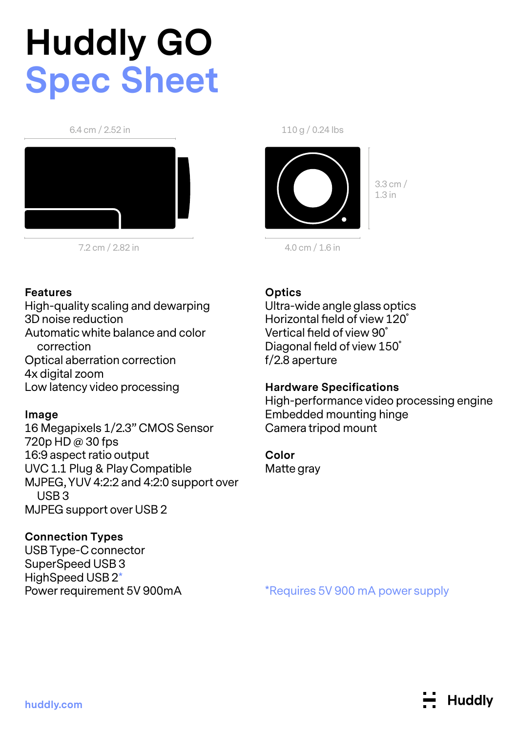# Huddly GO
# Spec Sheet

6.4 cm / 2.52 in

7.2 cm / 2.82 in

110 g / 0.24 lbs

3.3 cm / 1.3 in

4.0 cm / 1.6 in

**Features**
High-quality scaling and dewarping
3D noise reduction
Automatic white balance and color correction
Optical aberration correction
4x digital zoom
Low latency video processing

**Image**
16 Megapixels 1/2.3" CMOS Sensor
720p HD @ 30 fps
16:9 aspect ratio output
UVC 1.1 Plug & Play Compatible
MJPEG, YUV 4:2:2 and 4:2:0 support over USB 3
MJPEG support over USB 2

**Connection Types**
USB Type-C connector
SuperSpeed USB 3
HighSpeed USB 2*
Power requirement 5V 900mA

**Optics**
Ultra-wide angle glass optics
Horizontal field of view 120˚
Vertical field of view 90˚
Diagonal field of view 150˚
f/2.8 aperture

**Hardware Specifications**
High-performance video processing engine
Embedded mounting hinge
Camera tripod mount

**Color**
Matte gray

*Requires 5V 900 mA power supply

huddly.com

Huddly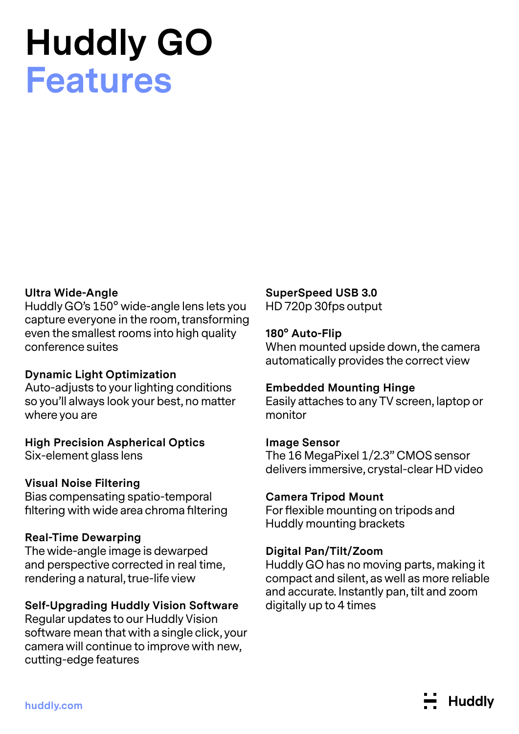# Huddly GO
# Features

**Ultra Wide-Angle**
Huddly GO's 150° wide-angle lens lets you capture everyone in the room, transforming even the smallest rooms into high quality conference suites

**Dynamic Light Optimization**
Auto-adjusts to your lighting conditions so you'll always look your best, no matter where you are

**High Precision Aspherical Optics**
Six-element glass lens

**Visual Noise Filtering**
Bias compensating spatio-temporal filtering with wide area chroma filtering

**Real-Time Dewarping**
The wide-angle image is dewarped and perspective corrected in real time, rendering a natural, true-life view

**Self-Upgrading Huddly Vision Software**
Regular updates to our Huddly Vision software mean that with a single click, your camera will continue to improve with new, cutting-edge features

**SuperSpeed USB 3.0**
HD 720p 30fps output

**180° Auto-Flip**
When mounted upside down, the camera automatically provides the correct view

**Embedded Mounting Hinge**
Easily attaches to any TV screen, laptop or monitor

**Image Sensor**
The 16 MegaPixel 1/2.3" CMOS sensor delivers immersive, crystal-clear HD video

**Camera Tripod Mount**
For flexible mounting on tripods and Huddly mounting brackets

**Digital Pan/Tilt/Zoom**
Huddly GO has no moving parts, making it compact and silent, as well as more reliable and accurate. Instantly pan, tilt and zoom digitally up to 4 times

huddly.com

Huddly